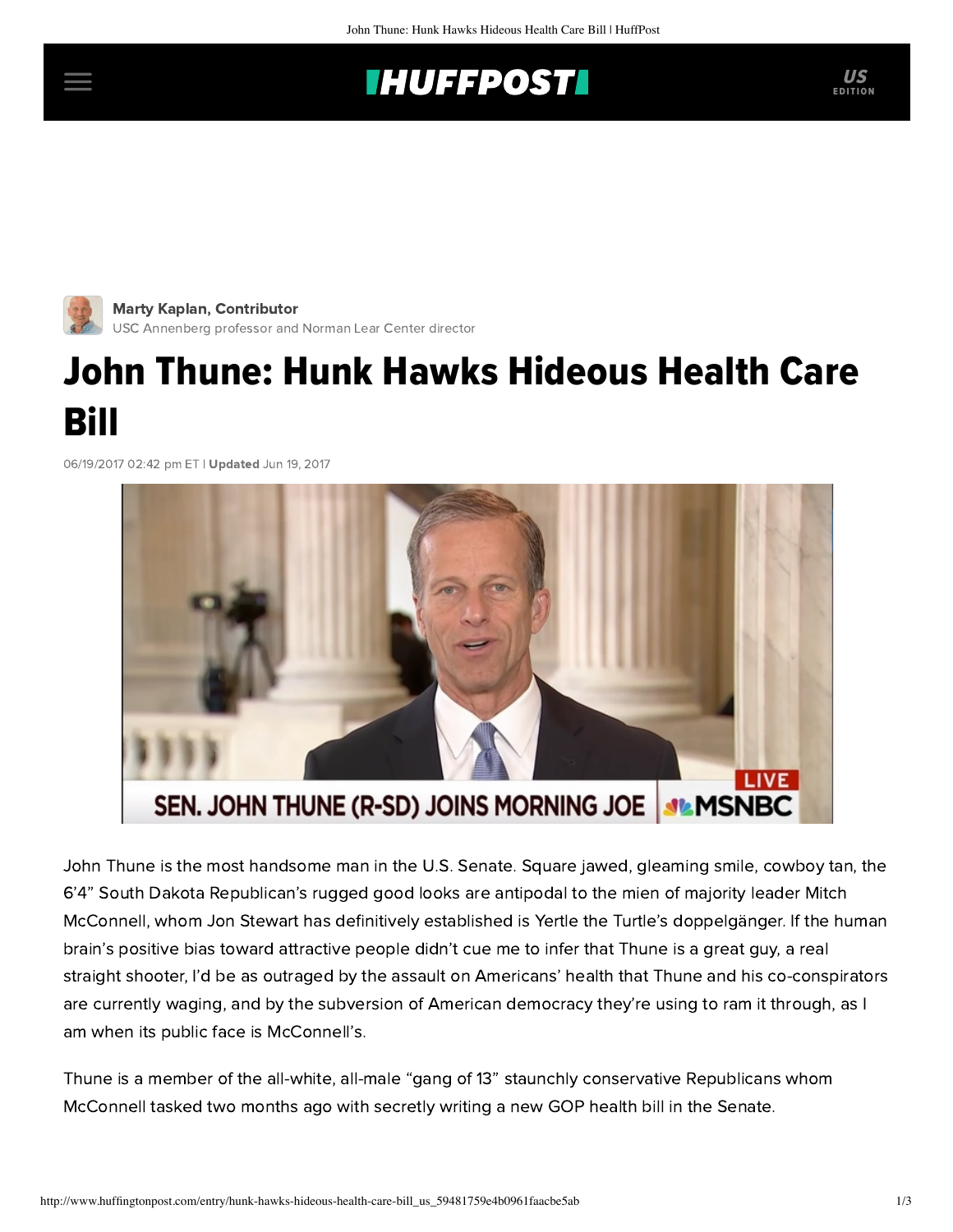Marty Kaplan, Contributor
USC Annenberg professor and Norman Lear Center director

# John Thune: Hunk Hawks Hideous Health Care Bill

06/19/2017 02:42 pm ET | **Updated** Jun 19, 2017

John Thune is the most handsome man in the U.S. Senate. Square jawed, gleaming smile, cowboy tan, the 6'4" South Dakota Republican's rugged good looks are antipodal to the mien of majority leader Mitch McConnell, whom Jon Stewart has definitively established is Yertle the Turtle's doppelgänger. If the human brain's positive bias toward attractive people didn't cue me to infer that Thune is a great guy, a real straight shooter, I'd be as outraged by the assault on Americans' health that Thune and his co-conspirators are currently waging, and by the subversion of American democracy they're using to ram it through, as I am when its public face is McConnell's.

Thune is a member of the all-white, all-male "gang of 13" staunchly conservative Republicans whom McConnell tasked two months ago with secretly writing a new GOP health bill in the Senate.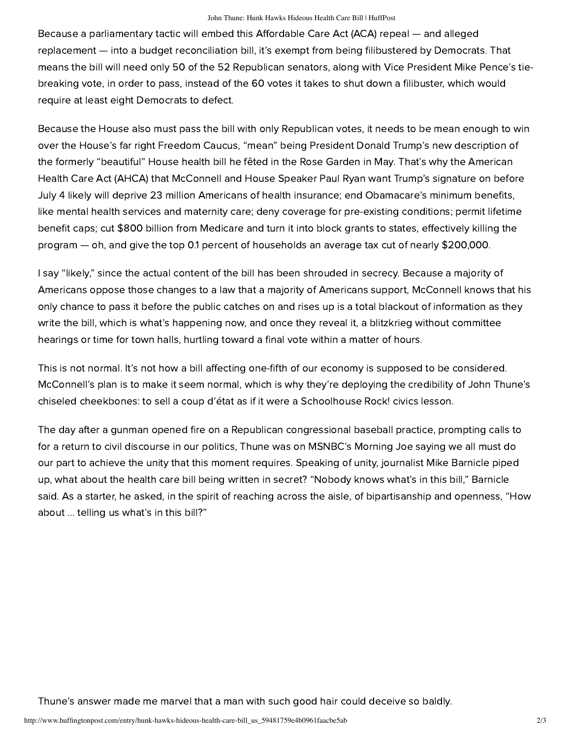Because a parliamentary tactic will embed this Affordable Care Act (ACA) repeal — and alleged replacement — into a budget reconciliation bill, it's exempt from being filibustered by Democrats. That means the bill will need only 50 of the 52 Republican senators, along with Vice President Mike Pence's tie-breaking vote, in order to pass, instead of the 60 votes it takes to shut down a filibuster, which would require at least eight Democrats to defect.

Because the House also must pass the bill with only Republican votes, it needs to be mean enough to win over the House's far right Freedom Caucus, "mean" being President Donald Trump's new description of the formerly "beautiful" House health bill he fêted in the Rose Garden in May. That's why the American Health Care Act (AHCA) that McConnell and House Speaker Paul Ryan want Trump's signature on before July 4 likely will deprive 23 million Americans of health insurance; end Obamacare's minimum benefits, like mental health services and maternity care; deny coverage for pre-existing conditions; permit lifetime benefit caps; cut $800 billion from Medicare and turn it into block grants to states, effectively killing the program — oh, and give the top 0.1 percent of households an average tax cut of nearly $200,000.

I say "likely," since the actual content of the bill has been shrouded in secrecy. Because a majority of Americans oppose those changes to a law that a majority of Americans support, McConnell knows that his only chance to pass it before the public catches on and rises up is a total blackout of information as they write the bill, which is what's happening now, and once they reveal it, a blitzkrieg without committee hearings or time for town halls, hurtling toward a final vote within a matter of hours.

This is not normal. It's not how a bill affecting one-fifth of our economy is supposed to be considered. McConnell's plan is to make it seem normal, which is why they're deploying the credibility of John Thune's chiseled cheekbones: to sell a coup d'état as if it were a Schoolhouse Rock! civics lesson.

The day after a gunman opened fire on a Republican congressional baseball practice, prompting calls to for a return to civil discourse in our politics, Thune was on MSNBC's Morning Joe saying we all must do our part to achieve the unity that this moment requires. Speaking of unity, journalist Mike Barnicle piped up, what about the health care bill being written in secret? "Nobody knows what's in this bill," Barnicle said. As a starter, he asked, in the spirit of reaching across the aisle, of bipartisanship and openness, "How about ... telling us what's in this bill?"

Thune's answer made me marvel that a man with such good hair could deceive so baldly.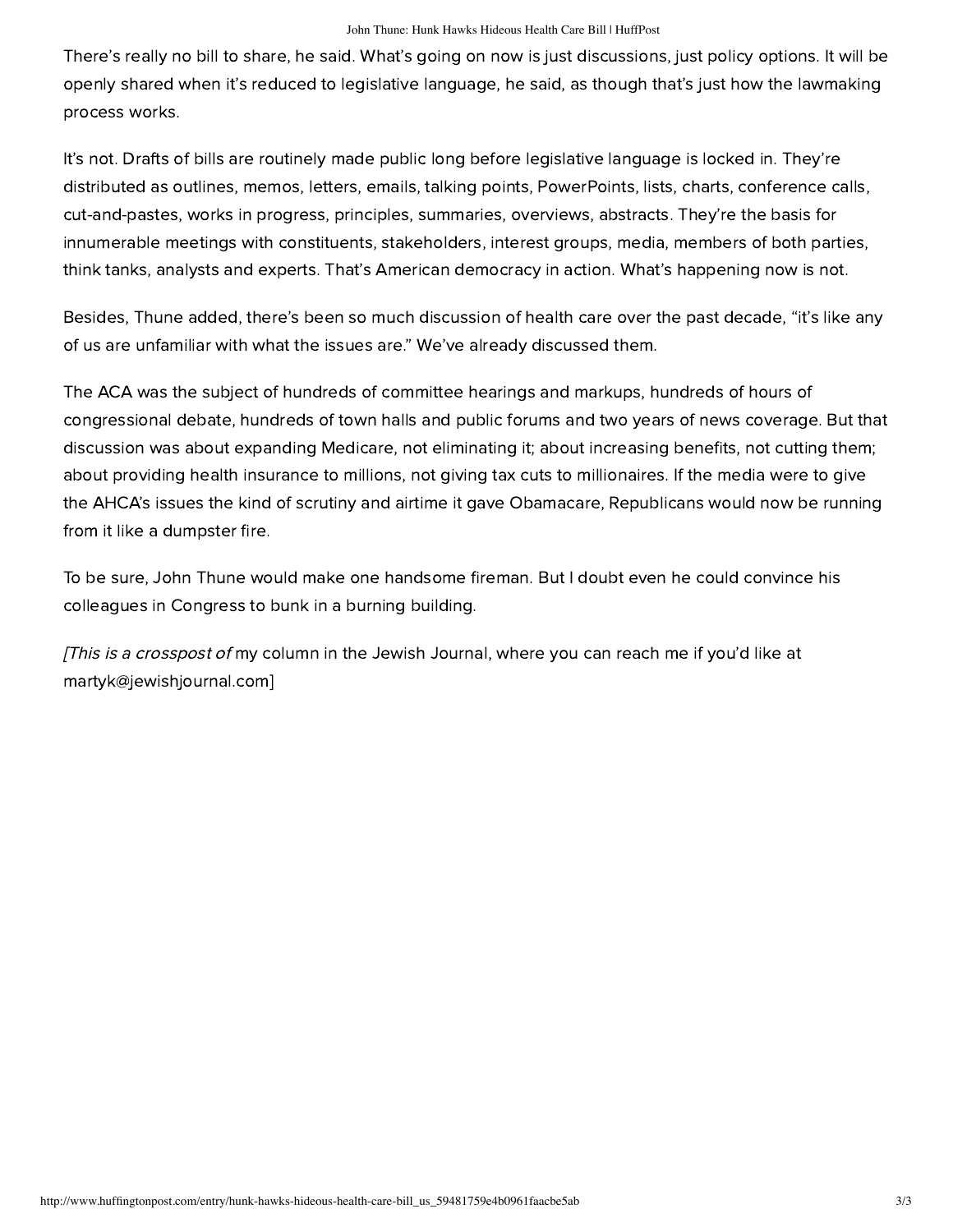There's really no bill to share, he said. What's going on now is just discussions, just policy options. It will be openly shared when it's reduced to legislative language, he said, as though that's just how the lawmaking process works.

It's not. Drafts of bills are routinely made public long before legislative language is locked in. They're distributed as outlines, memos, letters, emails, talking points, PowerPoints, lists, charts, conference calls, cut-and-pastes, works in progress, principles, summaries, overviews, abstracts. They're the basis for innumerable meetings with constituents, stakeholders, interest groups, media, members of both parties, think tanks, analysts and experts. That's American democracy in action. What's happening now is not.

Besides, Thune added, there's been so much discussion of health care over the past decade, "it's like any of us are unfamiliar with what the issues are." We've already discussed them.

The ACA was the subject of hundreds of committee hearings and markups, hundreds of hours of congressional debate, hundreds of town halls and public forums and two years of news coverage. But that discussion was about expanding Medicare, not eliminating it; about increasing benefits, not cutting them; about providing health insurance to millions, not giving tax cuts to millionaires. If the media were to give the AHCA's issues the kind of scrutiny and airtime it gave Obamacare, Republicans would now be running from it like a dumpster fire.

To be sure, John Thune would make one handsome fireman. But I doubt even he could convince his colleagues in Congress to bunk in a burning building.

*[This is a crosspost of* my column in the Jewish Journal, where you can reach me if you'd like at martyk@jewishjournal.com]